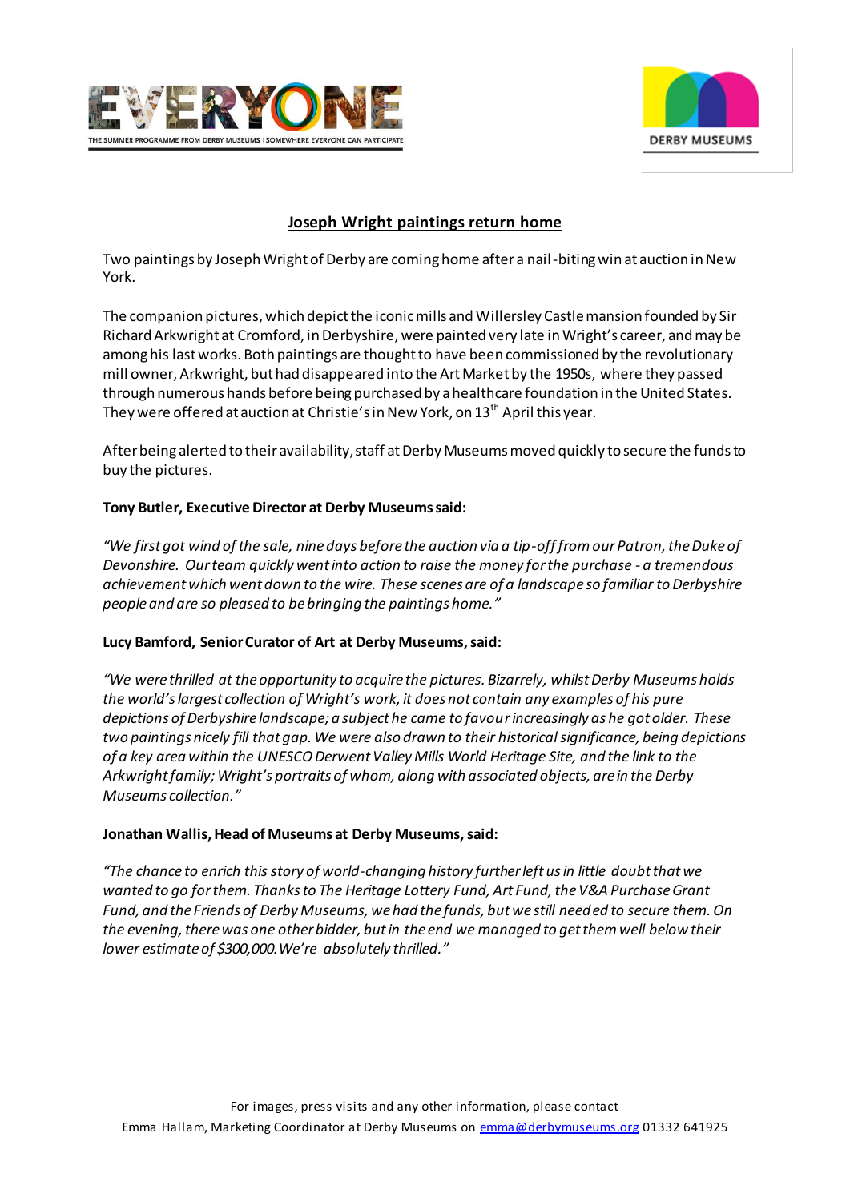EVERYONE

THE SUMMER PROGRAMME FROM DERBY MUSEUMS | SOMEWHERE EVERYONE CAN PARTICIPATE

DERBY MUSEUMS

# Joseph Wright paintings return home

Two paintings by Joseph Wright of Derby are coming home after a nail-biting win at auction in New York.

The companion pictures, which depict the iconic mills and Willersley Castle mansion founded by Sir Richard Arkwright at Cromford, in Derbyshire, were painted very late in Wright's career, and may be among his last works. Both paintings are thought to have been commissioned by the revolutionary mill owner, Arkwright, but had disappeared into the Art Market by the 1950s, where they passed through numerous hands before being purchased by a healthcare foundation in the United States. They were offered at auction at Christie's in New York, on 13th April this year.

After being alerted to their availability, staff at Derby Museums moved quickly to secure the funds to buy the pictures.

**Tony Butler, Executive Director at Derby Museums said:**

*"We first got wind of the sale, nine days before the auction via a tip-off from our Patron, the Duke of Devonshire. Our team quickly went into action to raise the money for the purchase - a tremendous achievement which went down to the wire. These scenes are of a landscape so familiar to Derbyshire people and are so pleased to be bringing the paintings home."*

**Lucy Bamford, Senior Curator of Art at Derby Museums, said:**

*"We were thrilled at the opportunity to acquire the pictures. Bizarrely, whilst Derby Museums holds the world's largest collection of Wright's work, it does not contain any examples of his pure depictions of Derbyshire landscape; a subject he came to favour increasingly as he got older. These two paintings nicely fill that gap. We were also drawn to their historical significance, being depictions of a key area within the UNESCO Derwent Valley Mills World Heritage Site, and the link to the Arkwright family; Wright's portraits of whom, along with associated objects, are in the Derby Museums collection."*

**Jonathan Wallis, Head of Museums at Derby Museums, said:**

*"The chance to enrich this story of world-changing history further left us in little doubt that we wanted to go for them. Thanks to The Heritage Lottery Fund, Art Fund, the V&A Purchase Grant Fund, and the Friends of Derby Museums, we had the funds, but we still needed to secure them. On the evening, there was one other bidder, but in the end we managed to get them well below their lower estimate of $300,000. We're absolutely thrilled."*

For images, press visits and any other information, please contact
Emma Hallam, Marketing Coordinator at Derby Museums on emma@derbymuseums.org 01332 641925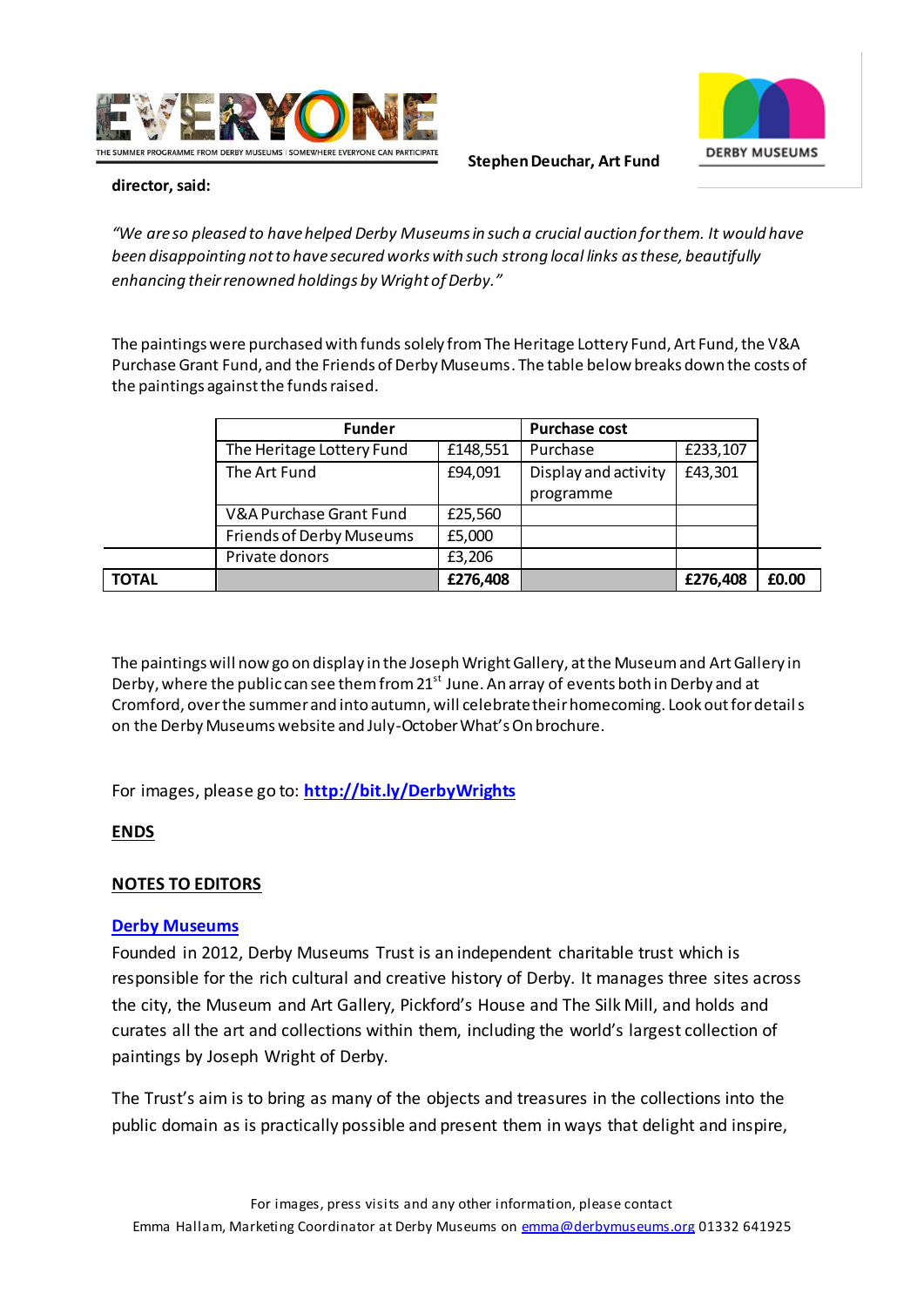Stephen Deuchar, Art Fund director, said:

*"We are so pleased to have helped Derby Museums in such a crucial auction for them. It would have been disappointing not to have secured works with such strong local links as these, beautifully enhancing their renowned holdings by Wright of Derby."*

The paintings were purchased with funds solely from The Heritage Lottery Fund, Art Fund, the V&A Purchase Grant Fund, and the Friends of Derby Museums. The table below breaks down the costs of the paintings against the funds raised.

| | Funder | | Purchase cost | | |
|---|---|---|---|---|---|
| | The Heritage Lottery Fund | £148,551 | Purchase | £233,107 | |
| | The Art Fund | £94,091 | Display and activity programme | £43,301 | |
| | V&A Purchase Grant Fund | £25,560 | | | |
| | Friends of Derby Museums | £5,000 | | | |
| | Private donors | £3,206 | | | |
| **TOTAL** | | **£276,408** | | **£276,408** | **£0.00** |

The paintings will now go on display in the Joseph Wright Gallery, at the Museum and Art Gallery in Derby, where the public can see them from 21st June. An array of events both in Derby and at Cromford, over the summer and into autumn, will celebrate their homecoming. Look out for details on the Derby Museums website and July-October What's On brochure.

For images, please go to: **http://bit.ly/DerbyWrights**

**ENDS**

**NOTES TO EDITORS**

**Derby Museums**

Founded in 2012, Derby Museums Trust is an independent charitable trust which is responsible for the rich cultural and creative history of Derby. It manages three sites across the city, the Museum and Art Gallery, Pickford's House and The Silk Mill, and holds and curates all the art and collections within them, including the world's largest collection of paintings by Joseph Wright of Derby.

The Trust's aim is to bring as many of the objects and treasures in the collections into the public domain as is practically possible and present them in ways that delight and inspire,

For images, press visits and any other information, please contact
Emma Hallam, Marketing Coordinator at Derby Museums on emma@derbymuseums.org 01332 641925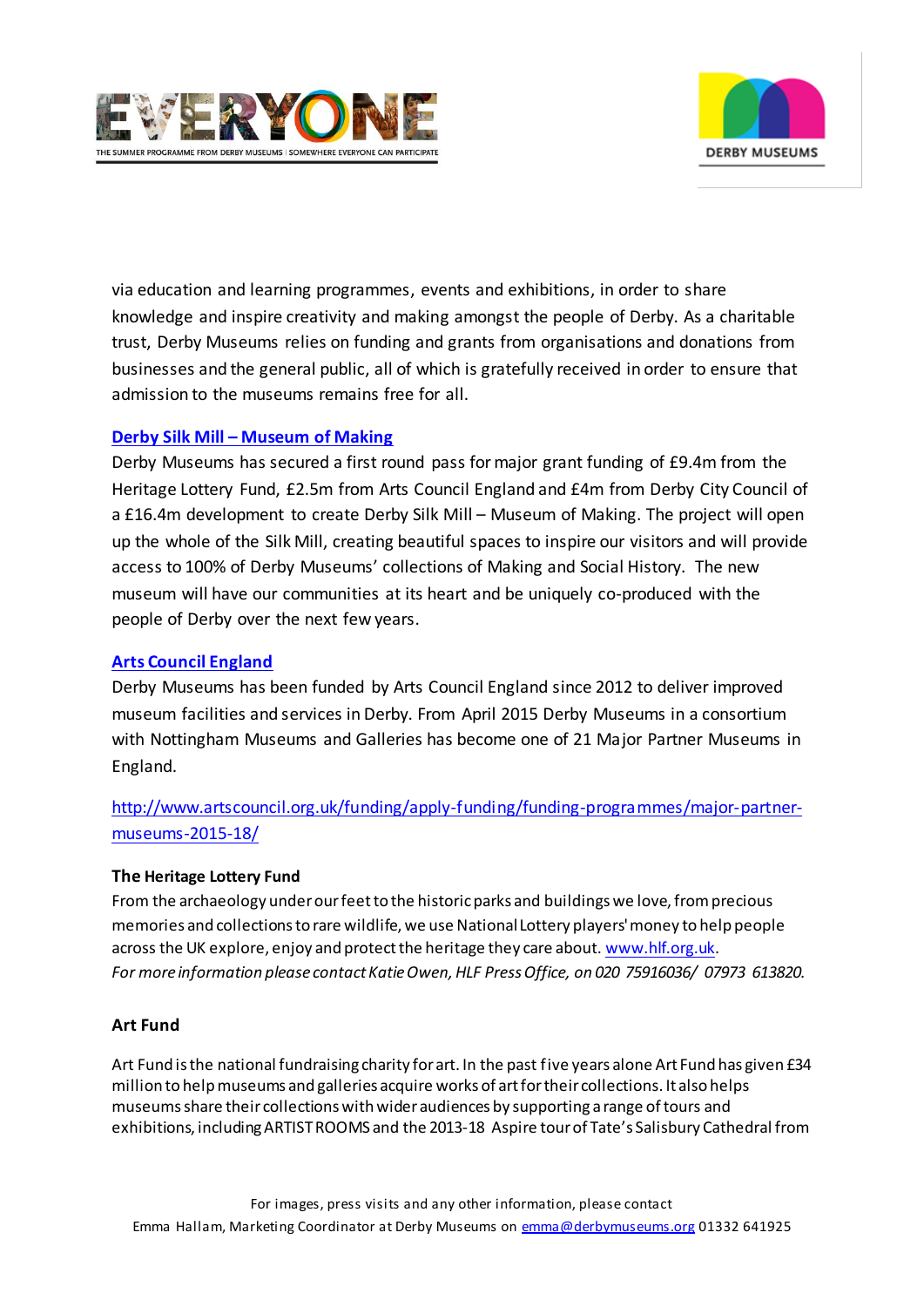via education and learning programmes, events and exhibitions, in order to share knowledge and inspire creativity and making amongst the people of Derby. As a charitable trust, Derby Museums relies on funding and grants from organisations and donations from businesses and the general public, all of which is gratefully received in order to ensure that admission to the museums remains free for all.

**Derby Silk Mill – Museum of Making**

Derby Museums has secured a first round pass for major grant funding of £9.4m from the Heritage Lottery Fund, £2.5m from Arts Council England and £4m from Derby City Council of a £16.4m development to create Derby Silk Mill – Museum of Making. The project will open up the whole of the Silk Mill, creating beautiful spaces to inspire our visitors and will provide access to 100% of Derby Museums' collections of Making and Social History. The new museum will have our communities at its heart and be uniquely co-produced with the people of Derby over the next few years.

**Arts Council England**

Derby Museums has been funded by Arts Council England since 2012 to deliver improved museum facilities and services in Derby. From April 2015 Derby Museums in a consortium with Nottingham Museums and Galleries has become one of 21 Major Partner Museums in England.

http://www.artscouncil.org.uk/funding/apply-funding/funding-programmes/major-partner-museums-2015-18/

**The Heritage Lottery Fund**

From the archaeology under our feet to the historic parks and buildings we love, from precious memories and collections to rare wildlife, we use National Lottery players' money to help people across the UK explore, enjoy and protect the heritage they care about. www.hlf.org.uk.

*For more information please contact Katie Owen, HLF Press Office, on 020 75916036/ 07973 613820.*

**Art Fund**

Art Fund is the national fundraising charity for art. In the past five years alone Art Fund has given £34 million to help museums and galleries acquire works of art for their collections. It also helps museums share their collections with wider audiences by supporting a range of tours and exhibitions, including ARTIST ROOMS and the 2013-18 Aspire tour of Tate's Salisbury Cathedral from

For images, press visits and any other information, please contact Emma Hallam, Marketing Coordinator at Derby Museums on emma@derbymuseums.org 01332 641925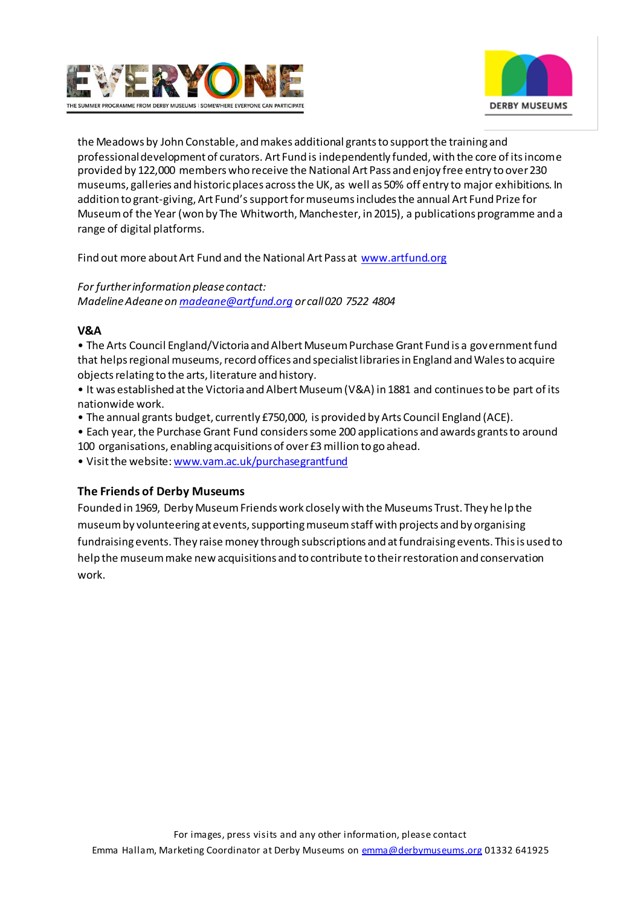the Meadows by John Constable, and makes additional grants to support the training and professional development of curators. Art Fund is independently funded, with the core of its income provided by 122,000 members who receive the National Art Pass and enjoy free entry to over 230 museums, galleries and historic places across the UK, as well as 50% off entry to major exhibitions. In addition to grant-giving, Art Fund's support for museums includes the annual Art Fund Prize for Museum of the Year (won by The Whitworth, Manchester, in 2015), a publications programme and a range of digital platforms.

Find out more about Art Fund and the National Art Pass at [www.artfund.org](http://www.artfund.org)

*For further information please contact:*
*Madeline Adeane on [madeane@artfund.org](mailto:madeane@artfund.org) or call 020 7522 4804*

**V&A**

- The Arts Council England/Victoria and Albert Museum Purchase Grant Fund is a government fund that helps regional museums, record offices and specialist libraries in England and Wales to acquire objects relating to the arts, literature and history.
- It was established at the Victoria and Albert Museum (V&A) in 1881 and continues to be part of its nationwide work.
- The annual grants budget, currently £750,000, is provided by Arts Council England (ACE).
- Each year, the Purchase Grant Fund considers some 200 applications and awards grants to around 100 organisations, enabling acquisitions of over £3 million to go ahead.
- Visit the website: [www.vam.ac.uk/purchasegrantfund](http://www.vam.ac.uk/purchasegrantfund)

**The Friends of Derby Museums**

Founded in 1969, Derby Museum Friends work closely with the Museums Trust. They help the museum by volunteering at events, supporting museum staff with projects and by organising fundraising events. They raise money through subscriptions and at fundraising events. This is used to help the museum make new acquisitions and to contribute to their restoration and conservation work.